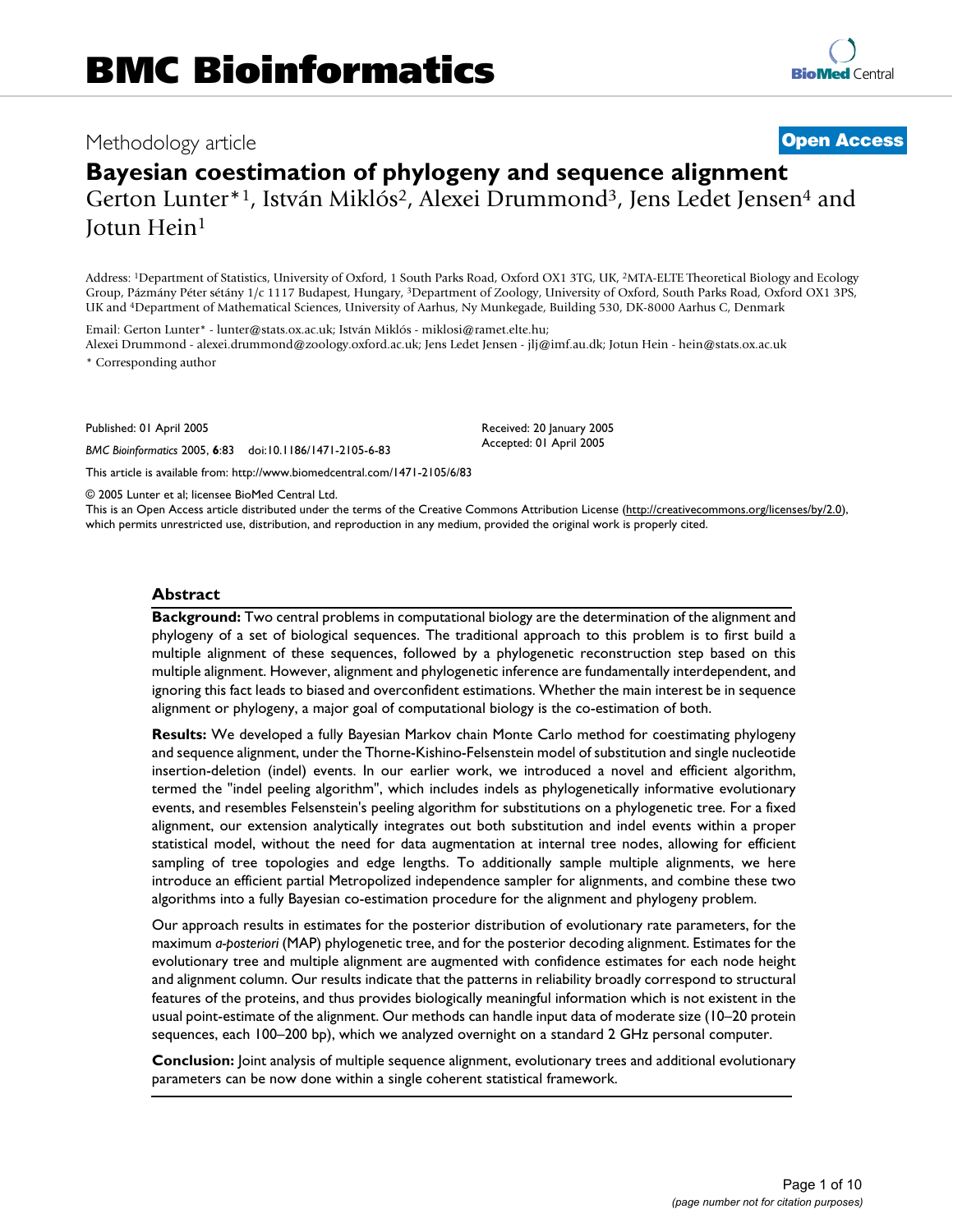# BMC Bioinformatics

Methodology article

**Open Access**

# Bayesian coestimation of phylogeny and sequence alignment

Gerton Lunter*[1], István Miklós[2], Alexei Drummond[3], Jens Ledet Jensen[4] and Jotun Hein[1]

Address: [1]Department of Statistics, University of Oxford, 1 South Parks Road, Oxford OX1 3TG, UK, [2]MTA-ELTE Theoretical Biology and Ecology Group, Pázmány Péter sétány 1/c 1117 Budapest, Hungary, [3]Department of Zoology, University of Oxford, South Parks Road, Oxford OX1 3PS, UK and [4]Department of Mathematical Sciences, University of Aarhus, Ny Munkegade, Building 530, DK-8000 Aarhus C, Denmark

Email: Gerton Lunter* - lunter@stats.ox.ac.uk; István Miklós - miklosi@ramet.elte.hu; Alexei Drummond - alexei.drummond@zoology.oxford.ac.uk; Jens Ledet Jensen - jlj@imf.au.dk; Jotun Hein - hein@stats.ox.ac.uk

* Corresponding author

Published: 01 April 2005

*BMC Bioinformatics* 2005, **6**:83 doi:10.1186/1471-2105-6-83

Received: 20 January 2005
Accepted: 01 April 2005

This article is available from: http://www.biomedcentral.com/1471-2105/6/83

© 2005 Lunter et al; licensee BioMed Central Ltd.
This is an Open Access article distributed under the terms of the Creative Commons Attribution License (http://creativecommons.org/licenses/by/2.0), which permits unrestricted use, distribution, and reproduction in any medium, provided the original work is properly cited.

## Abstract

**Background:** Two central problems in computational biology are the determination of the alignment and phylogeny of a set of biological sequences. The traditional approach to this problem is to first build a multiple alignment of these sequences, followed by a phylogenetic reconstruction step based on this multiple alignment. However, alignment and phylogenetic inference are fundamentally interdependent, and ignoring this fact leads to biased and overconfident estimations. Whether the main interest be in sequence alignment or phylogeny, a major goal of computational biology is the co-estimation of both.

**Results:** We developed a fully Bayesian Markov chain Monte Carlo method for coestimating phylogeny and sequence alignment, under the Thorne-Kishino-Felsenstein model of substitution and single nucleotide insertion-deletion (indel) events. In our earlier work, we introduced a novel and efficient algorithm, termed the "indel peeling algorithm", which includes indels as phylogenetically informative evolutionary events, and resembles Felsenstein's peeling algorithm for substitutions on a phylogenetic tree. For a fixed alignment, our extension analytically integrates out both substitution and indel events within a proper statistical model, without the need for data augmentation at internal tree nodes, allowing for efficient sampling of tree topologies and edge lengths. To additionally sample multiple alignments, we here introduce an efficient partial Metropolized independence sampler for alignments, and combine these two algorithms into a fully Bayesian co-estimation procedure for the alignment and phylogeny problem.

Our approach results in estimates for the posterior distribution of evolutionary rate parameters, for the maximum *a-posteriori* (MAP) phylogenetic tree, and for the posterior decoding alignment. Estimates for the evolutionary tree and multiple alignment are augmented with confidence estimates for each node height and alignment column. Our results indicate that the patterns in reliability broadly correspond to structural features of the proteins, and thus provides biologically meaningful information which is not existent in the usual point-estimate of the alignment. Our methods can handle input data of moderate size (10–20 protein sequences, each 100–200 bp), which we analyzed overnight on a standard 2 GHz personal computer.

**Conclusion:** Joint analysis of multiple sequence alignment, evolutionary trees and additional evolutionary parameters can be now done within a single coherent statistical framework.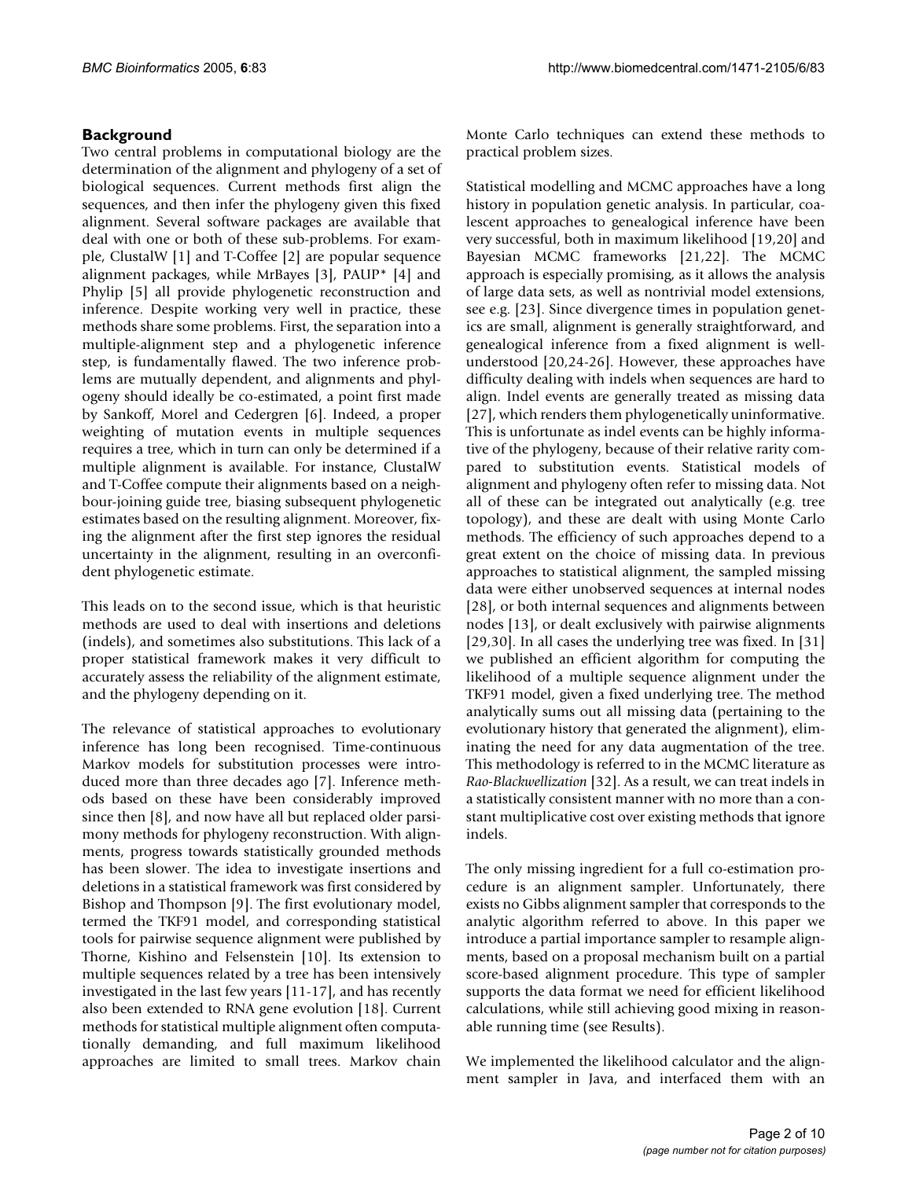## Background

Two central problems in computational biology are the determination of the alignment and phylogeny of a set of biological sequences. Current methods first align the sequences, and then infer the phylogeny given this fixed alignment. Several software packages are available that deal with one or both of these sub-problems. For example, ClustalW [1] and T-Coffee [2] are popular sequence alignment packages, while MrBayes [3], PAUP* [4] and Phylip [5] all provide phylogenetic reconstruction and inference. Despite working very well in practice, these methods share some problems. First, the separation into a multiple-alignment step and a phylogenetic inference step, is fundamentally flawed. The two inference problems are mutually dependent, and alignments and phylogeny should ideally be co-estimated, a point first made by Sankoff, Morel and Cedergren [6]. Indeed, a proper weighting of mutation events in multiple sequences requires a tree, which in turn can only be determined if a multiple alignment is available. For instance, ClustalW and T-Coffee compute their alignments based on a neighbour-joining guide tree, biasing subsequent phylogenetic estimates based on the resulting alignment. Moreover, fixing the alignment after the first step ignores the residual uncertainty in the alignment, resulting in an overconfident phylogenetic estimate.

This leads on to the second issue, which is that heuristic methods are used to deal with insertions and deletions (indels), and sometimes also substitutions. This lack of a proper statistical framework makes it very difficult to accurately assess the reliability of the alignment estimate, and the phylogeny depending on it.

The relevance of statistical approaches to evolutionary inference has long been recognised. Time-continuous Markov models for substitution processes were introduced more than three decades ago [7]. Inference methods based on these have been considerably improved since then [8], and now have all but replaced older parsimony methods for phylogeny reconstruction. With alignments, progress towards statistically grounded methods has been slower. The idea to investigate insertions and deletions in a statistical framework was first considered by Bishop and Thompson [9]. The first evolutionary model, termed the TKF91 model, and corresponding statistical tools for pairwise sequence alignment were published by Thorne, Kishino and Felsenstein [10]. Its extension to multiple sequences related by a tree has been intensively investigated in the last few years [11-17], and has recently also been extended to RNA gene evolution [18]. Current methods for statistical multiple alignment often computationally demanding, and full maximum likelihood approaches are limited to small trees. Markov chain Monte Carlo techniques can extend these methods to practical problem sizes.

Statistical modelling and MCMC approaches have a long history in population genetic analysis. In particular, coalescent approaches to genealogical inference have been very successful, both in maximum likelihood [19,20] and Bayesian MCMC frameworks [21,22]. The MCMC approach is especially promising, as it allows the analysis of large data sets, as well as nontrivial model extensions, see e.g. [23]. Since divergence times in population genetics are small, alignment is generally straightforward, and genealogical inference from a fixed alignment is well-understood [20,24-26]. However, these approaches have difficulty dealing with indels when sequences are hard to align. Indel events are generally treated as missing data [27], which renders them phylogenetically uninformative. This is unfortunate as indel events can be highly informative of the phylogeny, because of their relative rarity compared to substitution events. Statistical models of alignment and phylogeny often refer to missing data. Not all of these can be integrated out analytically (e.g. tree topology), and these are dealt with using Monte Carlo methods. The efficiency of such approaches depend to a great extent on the choice of missing data. In previous approaches to statistical alignment, the sampled missing data were either unobserved sequences at internal nodes [28], or both internal sequences and alignments between nodes [13], or dealt exclusively with pairwise alignments [29,30]. In all cases the underlying tree was fixed. In [31] we published an efficient algorithm for computing the likelihood of a multiple sequence alignment under the TKF91 model, given a fixed underlying tree. The method analytically sums out all missing data (pertaining to the evolutionary history that generated the alignment), eliminating the need for any data augmentation of the tree. This methodology is referred to in the MCMC literature as *Rao-Blackwellization* [32]. As a result, we can treat indels in a statistically consistent manner with no more than a constant multiplicative cost over existing methods that ignore indels.

The only missing ingredient for a full co-estimation procedure is an alignment sampler. Unfortunately, there exists no Gibbs alignment sampler that corresponds to the analytic algorithm referred to above. In this paper we introduce a partial importance sampler to resample alignments, based on a proposal mechanism built on a partial score-based alignment procedure. This type of sampler supports the data format we need for efficient likelihood calculations, while still achieving good mixing in reasonable running time (see Results).

We implemented the likelihood calculator and the alignment sampler in Java, and interfaced them with an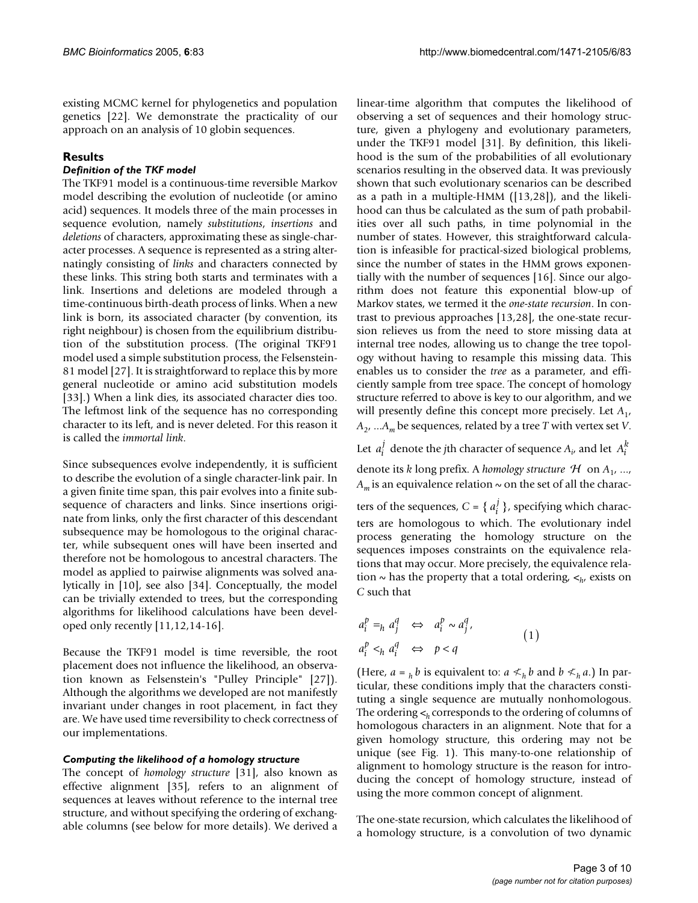existing MCMC kernel for phylogenetics and population genetics [22]. We demonstrate the practicality of our approach on an analysis of 10 globin sequences.

## Results

### *Definition of the TKF model*

The TKF91 model is a continuous-time reversible Markov model describing the evolution of nucleotide (or amino acid) sequences. It models three of the main processes in sequence evolution, namely *substitutions*, *insertions* and *deletions* of characters, approximating these as single-character processes. A sequence is represented as a string alternatingly consisting of *links* and characters connected by these links. This string both starts and terminates with a link. Insertions and deletions are modeled through a time-continuous birth-death process of links. When a new link is born, its associated character (by convention, its right neighbour) is chosen from the equilibrium distribution of the substitution process. (The original TKF91 model used a simple substitution process, the Felsenstein-81 model [27]. It is straightforward to replace this by more general nucleotide or amino acid substitution models [33].) When a link dies, its associated character dies too. The leftmost link of the sequence has no corresponding character to its left, and is never deleted. For this reason it is called the *immortal link*.

Since subsequences evolve independently, it is sufficient to describe the evolution of a single character-link pair. In a given finite time span, this pair evolves into a finite subsequence of characters and links. Since insertions originate from links, only the first character of this descendant subsequence may be homologous to the original character, while subsequent ones will have been inserted and therefore not be homologous to ancestral characters. The model as applied to pairwise alignments was solved analytically in [10], see also [34]. Conceptually, the model can be trivially extended to trees, but the corresponding algorithms for likelihood calculations have been developed only recently [11,12,14-16].

Because the TKF91 model is time reversible, the root placement does not influence the likelihood, an observation known as Felsenstein's "Pulley Principle" [27]). Although the algorithms we developed are not manifestly invariant under changes in root placement, in fact they are. We have used time reversibility to check correctness of our implementations.

### *Computing the likelihood of a homology structure*

The concept of *homology structure* [31], also known as effective alignment [35], refers to an alignment of sequences at leaves without reference to the internal tree structure, and without specifying the ordering of exchangeable columns (see below for more details). We derived a linear-time algorithm that computes the likelihood of observing a set of sequences and their homology structure, given a phylogeny and evolutionary parameters, under the TKF91 model [31]. By definition, this likelihood is the sum of the probabilities of all evolutionary scenarios resulting in the observed data. It was previously shown that such evolutionary scenarios can be described as a path in a multiple-HMM ([13,28]), and the likelihood can thus be calculated as the sum of path probabilities over all such paths, in time polynomial in the number of states. However, this straightforward calculation is infeasible for practical-sized biological problems, since the number of states in the HMM grows exponentially with the number of sequences [16]. Since our algorithm does not feature this exponential blow-up of Markov states, we termed it the *one-state recursion*. In contrast to previous approaches [13,28], the one-state recursion relieves us from the need to store missing data at internal tree nodes, allowing us to change the tree topology without having to resample this missing data. This enables us to consider the *tree* as a parameter, and efficiently sample from tree space. The concept of homology structure referred to above is key to our algorithm, and we will presently define this concept more precisely. Let $A_1$, $A_2$, ...$A_m$ be sequences, related by a tree $T$ with vertex set $V$. Let $a_i^j$ denote the $j$th character of sequence $A_i$, and let $A_i^k$ denote its $k$ long prefix. A *homology structure* $\mathcal{H}$ on $A_1$, ..., $A_m$ is an equivalence relation ~ on the set of all the characters of the sequences, $C = \{a_i^j\}$, specifying which characters are homologous to which. The evolutionary indel process generating the homology structure on the sequences imposes constraints on the equivalence relations that may occur. More precisely, the equivalence relation ~ has the property that a total ordering, $<_h$, exists on $C$ such that

$$
\begin{aligned}
a_i^p =_h a_j^q \quad &\Leftrightarrow \quad a_i^p \sim a_j^q, \\
a_i^p <_h a_i^q \quad &\Leftrightarrow \quad p < q
\end{aligned}
\qquad (1)
$$

(Here, $a =_h b$ is equivalent to: $a \not<_h b$ and $b \not<_h a$.) In particular, these conditions imply that the characters constituting a single sequence are mutually nonhomologous. The ordering $<_h$ corresponds to the ordering of columns of homologous characters in an alignment. Note that for a given homology structure, this ordering may not be unique (see Fig. 1). This many-to-one relationship of alignment to homology structure is the reason for introducing the concept of homology structure, instead of using the more common concept of alignment.

The one-state recursion, which calculates the likelihood of a homology structure, is a convolution of two dynamic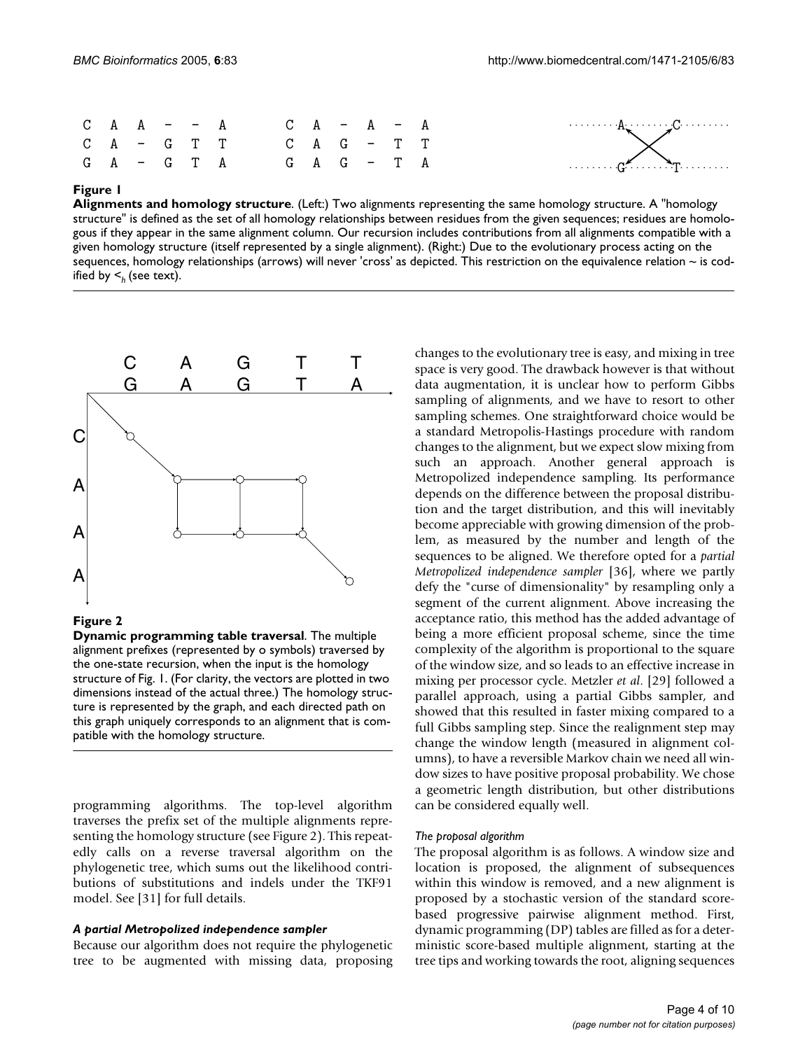```
C A A - - A      C A - A - A
C A - G T T      C A G - T T
G A - G T A      G A G - T A
```

**Figure 1**

**Alignments and homology structure**. (Left:) Two alignments representing the same homology structure. A "homology structure" is defined as the set of all homology relationships between residues from the given sequences; residues are homologous if they appear in the same alignment column. Our recursion includes contributions from all alignments compatible with a given homology structure (itself represented by a single alignment). (Right:) Due to the evolutionary process acting on the sequences, homology relationships (arrows) will never 'cross' as depicted. This restriction on the equivalence relation ~ is codified by $<_h$ (see text).

**Figure 2**

**Dynamic programming table traversal**. The multiple alignment prefixes (represented by o symbols) traversed by the one-state recursion, when the input is the homology structure of Fig. 1. (For clarity, the vectors are plotted in two dimensions instead of the actual three.) The homology structure is represented by the graph, and each directed path on this graph uniquely corresponds to an alignment that is compatible with the homology structure.

programming algorithms. The top-level algorithm traverses the prefix set of the multiple alignments representing the homology structure (see Figure 2). This repeatedly calls on a reverse traversal algorithm on the phylogenetic tree, which sums out the likelihood contributions of substitutions and indels under the TKF91 model. See [31] for full details.

### *A partial Metropolized independence sampler*

Because our algorithm does not require the phylogenetic tree to be augmented with missing data, proposing changes to the evolutionary tree is easy, and mixing in tree space is very good. The drawback however is that without data augmentation, it is unclear how to perform Gibbs sampling of alignments, and we have to resort to other sampling schemes. One straightforward choice would be a standard Metropolis-Hastings procedure with random changes to the alignment, but we expect slow mixing from such an approach. Another general approach is Metropolized independence sampling. Its performance depends on the difference between the proposal distribution and the target distribution, and this will inevitably become appreciable with growing dimension of the problem, as measured by the number and length of the sequences to be aligned. We therefore opted for a *partial Metropolized independence sampler* [36], where we partly defy the "curse of dimensionality" by resampling only a segment of the current alignment. Above increasing the acceptance ratio, this method has the added advantage of being a more efficient proposal scheme, since the time complexity of the algorithm is proportional to the square of the window size, and so leads to an effective increase in mixing per processor cycle. Metzler *et al*. [29] followed a parallel approach, using a partial Gibbs sampler, and showed that this resulted in faster mixing compared to a full Gibbs sampling step. Since the realignment step may change the window length (measured in alignment columns), to have a reversible Markov chain we need all window sizes to have positive proposal probability. We chose a geometric length distribution, but other distributions can be considered equally well.

#### *The proposal algorithm*

The proposal algorithm is as follows. A window size and location is proposed, the alignment of subsequences within this window is removed, and a new alignment is proposed by a stochastic version of the standard score-based progressive pairwise alignment method. First, dynamic programming (DP) tables are filled as for a deterministic score-based multiple alignment, starting at the tree tips and working towards the root, aligning sequences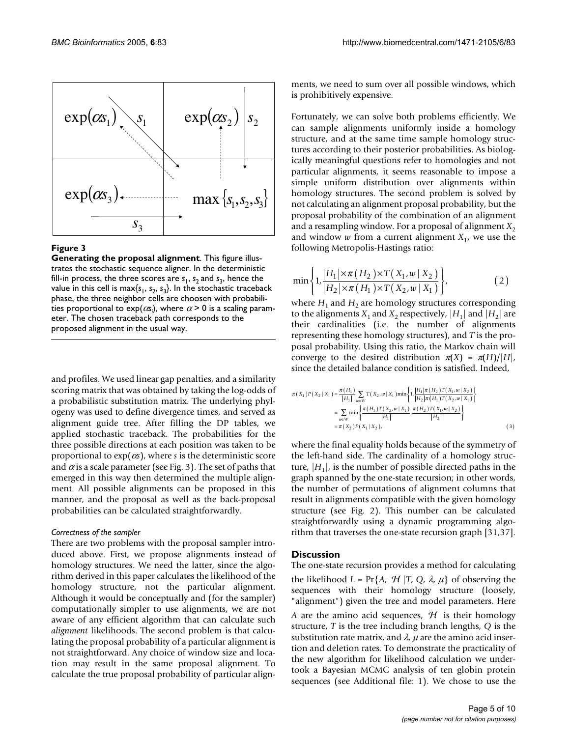**Figure 3**

**Generating the proposal alignment**. This figure illustrates the stochastic sequence aligner. In the deterministic fill-in process, the three scores are $s_1$, $s_2$ and $s_3$, hence the value in this cell is $\max\{s_1, s_2, s_3\}$. In the stochastic traceback phase, the three neighbor cells are choosen with probabilities proportional to $\exp(\alpha s_i)$, where $\alpha > 0$ is a scaling parameter. The chosen traceback path corresponds to the proposed alignment in the usual way.

and profiles. We used linear gap penalties, and a similarity scoring matrix that was obtained by taking the log-odds of a probabilistic substitution matrix. The underlying phylogeny was used to define divergence times, and served as alignment guide tree. After filling the DP tables, we applied stochastic traceback. The probabilities for the three possible directions at each position was taken to be proportional to $\exp(\alpha s)$, where $s$ is the deterministic score and $\alpha$ is a scale parameter (see Fig. 3). The set of paths that emerged in this way then determined the multiple alignment. All possible alignments can be proposed in this manner, and the proposal as well as the back-proposal probabilities can be calculated straightforwardly.

### *Correctness of the sampler*

There are two problems with the proposal sampler introduced above. First, we propose alignments instead of homology structures. We need the latter, since the algorithm derived in this paper calculates the likelihood of the homology structure, not the particular alignment. Although it would be conceptually and (for the sampler) computationally simpler to use alignments, we are not aware of any efficient algorithm that can calculate such *alignment* likelihoods. The second problem is that calculating the proposal probability of a particular alignment is not straightforward. Any choice of window size and location may result in the same proposal alignment. To calculate the true proposal probability of particular alignments, we need to sum over all possible windows, which is prohibitively expensive.

Fortunately, we can solve both problems efficiently. We can sample alignments uniformly inside a homology structure, and at the same time sample homology structures according to their posterior probabilities. As biologically meaningful questions refer to homologies and not particular alignments, it seems reasonable to impose a simple uniform distribution over alignments within homology structures. The second problem is solved by not calculating an alignment proposal probability, but the proposal probability of the combination of an alignment and a resampling window. For a proposal of alignment $X_2$ and window $w$ from a current alignment $X_1$, we use the following Metropolis-Hastings ratio:

$$\min\left\{1, \frac{|H_1| \times \pi(H_2) \times T(X_1, w \mid X_2)}{|H_2| \times \pi(H_1) \times T(X_2, w \mid X_1)}\right\}, \qquad (2)$$

where $H_1$ and $H_2$ are homology structures corresponding to the alignments $X_1$ and $X_2$ respectively, $|H_1|$ and $|H_2|$ are their cardinalities (i.e. the number of alignments representing these homology structures), and $T$ is the proposal probability. Using this ratio, the Markov chain will converge to the desired distribution $\pi(X) = \pi(H)/|H|$, since the detailed balance condition is satisfied. Indeed,

$$\begin{aligned}
\pi(X_1)P(X_2 \mid X_1) &= \frac{\pi(H_1)}{|H_1|} \sum_{w \in W} T(X_2, w \mid X_1) \min\left\{1, \frac{|H_1| \pi(H_2) T(X_1, w \mid X_2)}{|H_2| \pi(H_1) T(X_2, w \mid X_1)}\right\} \\
&= \sum_{w \in W} \min\left\{\frac{\pi(H_1) T(X_2, w \mid X_1)}{|H_1|}, \frac{\pi(H_2) T(X_1, w \mid X_2)}{|H_2|}\right\} \\
&= \pi(X_2) P(X_1 \mid X_2),
\end{aligned} \qquad (3)$$

where the final equality holds because of the symmetry of the left-hand side. The cardinality of a homology structure, $|H_1|$, is the number of possible directed paths in the graph spanned by the one-state recursion; in other words, the number of permutations of alignment columns that result in alignments compatible with the given homology structure (see Fig. 2). This number can be calculated straightforwardly using a dynamic programming algorithm that traverses the one-state recursion graph [31,37].

## Discussion

The one-state recursion provides a method for calculating the likelihood $L = \Pr\{A, \mathcal{H} \mid T, Q, \lambda, \mu\}$ of observing the sequences with their homology structure (loosely, "alignment") given the tree and model parameters. Here $A$ are the amino acid sequences, $\mathcal{H}$ is their homology structure, $T$ is the tree including branch lengths, $Q$ is the substitution rate matrix, and $\lambda$, $\mu$ are the amino acid insertion and deletion rates. To demonstrate the practicality of the new algorithm for likelihood calculation we undertook a Bayesian MCMC analysis of ten globin protein sequences (see Additional file: 1). We chose to use the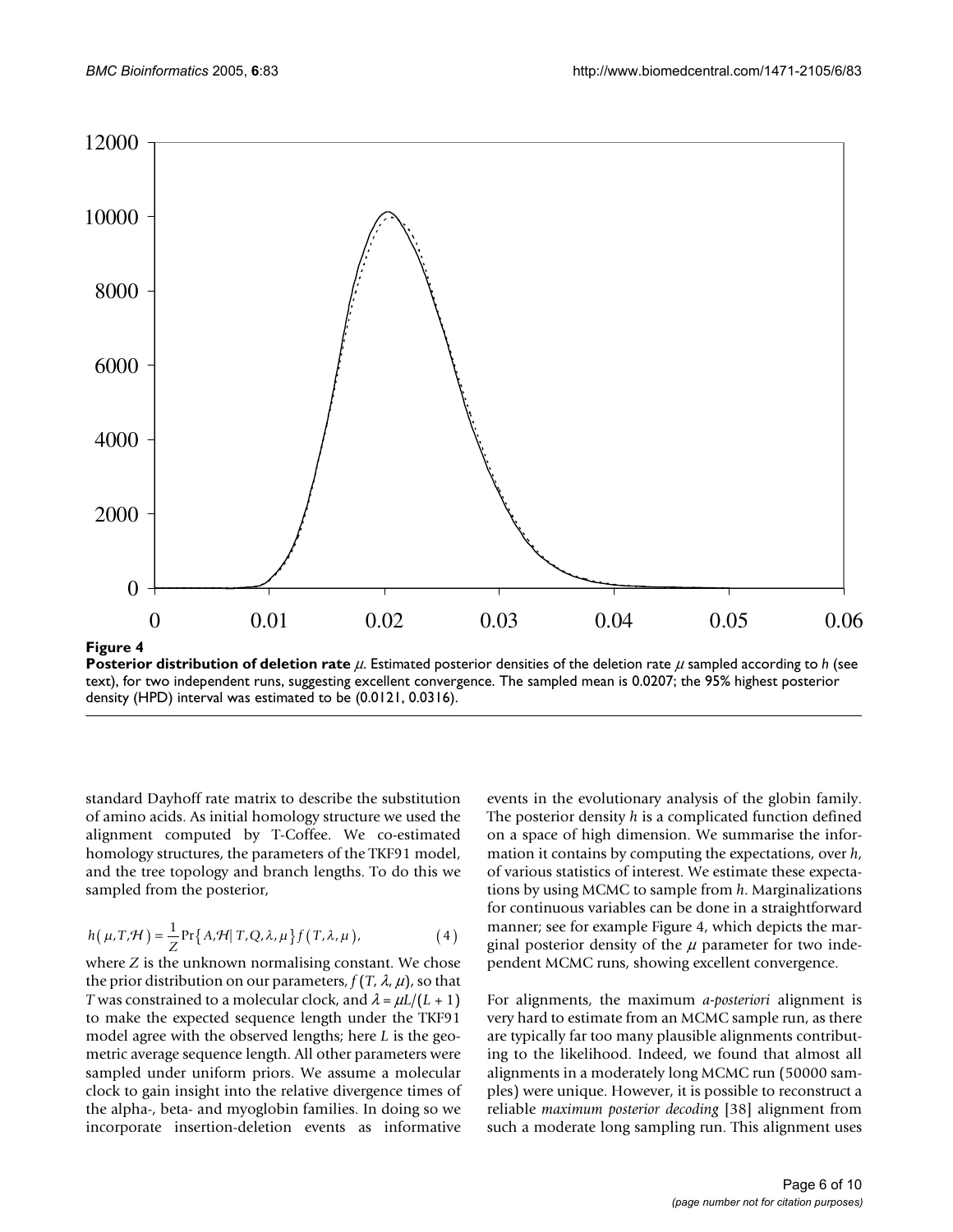**Figure 4**

**Posterior distribution of deletion rate $\mu$.** Estimated posterior densities of the deletion rate $\mu$ sampled according to $h$ (see text), for two independent runs, suggesting excellent convergence. The sampled mean is 0.0207; the 95% highest posterior density (HPD) interval was estimated to be (0.0121, 0.0316).

standard Dayhoff rate matrix to describe the substitution of amino acids. As initial homology structure we used the alignment computed by T-Coffee. We co-estimated homology structures, the parameters of the TKF91 model, and the tree topology and branch lengths. To do this we sampled from the posterior,

$$h(\mu, T, \mathcal{H}) = \frac{1}{Z} \Pr\{A, \mathcal{H} | T, Q, \lambda, \mu\} f(T, \lambda, \mu), \qquad (4)$$

where $Z$ is the unknown normalising constant. We chose the prior distribution on our parameters, $f(T, \lambda, \mu)$, so that $T$ was constrained to a molecular clock, and $\lambda = \mu L/(L + 1)$ to make the expected sequence length under the TKF91 model agree with the observed lengths; here $L$ is the geometric average sequence length. All other parameters were sampled under uniform priors. We assume a molecular clock to gain insight into the relative divergence times of the alpha-, beta- and myoglobin families. In doing so we incorporate insertion-deletion events as informative events in the evolutionary analysis of the globin family. The posterior density $h$ is a complicated function defined on a space of high dimension. We summarise the information it contains by computing the expectations, over $h$, of various statistics of interest. We estimate these expectations by using MCMC to sample from $h$. Marginalizations for continuous variables can be done in a straightforward manner; see for example Figure 4, which depicts the marginal posterior density of the $\mu$ parameter for two independent MCMC runs, showing excellent convergence.

For alignments, the maximum *a-posteriori* alignment is very hard to estimate from an MCMC sample run, as there are typically far too many plausible alignments contributing to the likelihood. Indeed, we found that almost all alignments in a moderately long MCMC run (50000 samples) were unique. However, it is possible to reconstruct a reliable *maximum posterior decoding* [38] alignment from such a moderate long sampling run. This alignment uses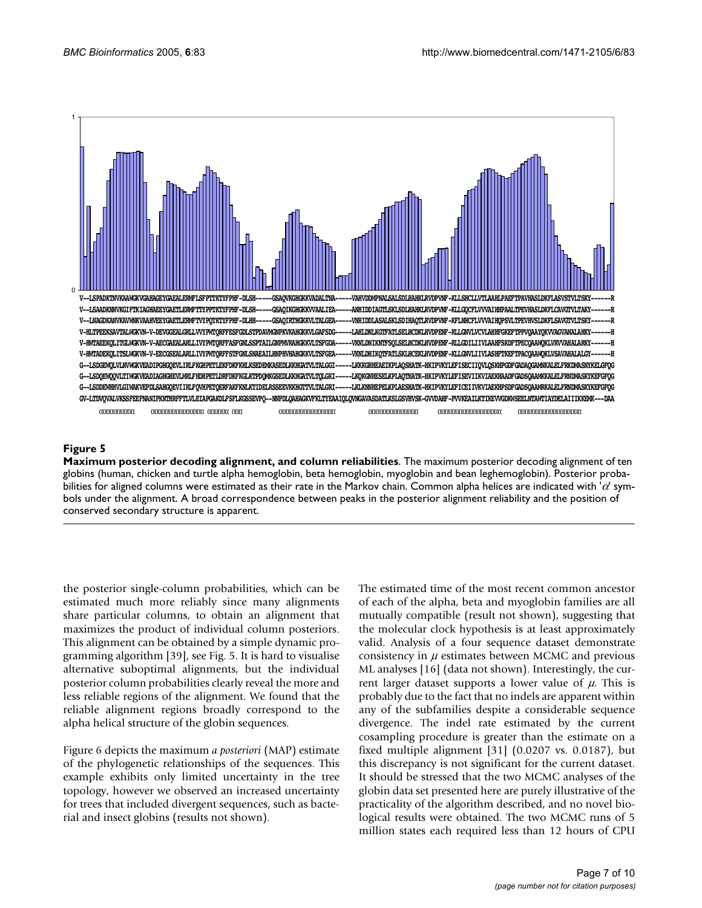**Figure 5**

**Maximum posterior decoding alignment, and column reliabilities**. The maximum posterior decoding alignment of ten globins (human, chicken and turtle alpha hemoglobin, beta hemoglobin, myoglobin and bean leghemoglobin). Posterior probabilities for aligned columns were estimated as their rate in the Markov chain. Common alpha helices are indicated with '$\alpha$' symbols under the alignment. A broad correspondence between peaks in the posterior alignment reliability and the position of conserved secondary structure is apparent.

the posterior single-column probabilities, which can be estimated much more reliably since many alignments share particular columns, to obtain an alignment that maximizes the product of individual column posteriors. This alignment can be obtained by a simple dynamic programming algorithm [39], see Fig. 5. It is hard to visualise alternative suboptimal alignments, but the individual posterior column probabilities clearly reveal the more and less reliable regions of the alignment. We found that the reliable alignment regions broadly correspond to the alpha helical structure of the globin sequences.

Figure 6 depicts the maximum *a posteriori* (MAP) estimate of the phylogenetic relationships of the sequences. This example exhibits only limited uncertainty in the tree topology, however we observed an increased uncertainty for trees that included divergent sequences, such as bacterial and insect globins (results not shown).

The estimated time of the most recent common ancestor of each of the alpha, beta and myoglobin families are all mutually compatible (result not shown), suggesting that the molecular clock hypothesis is at least approximately valid. Analysis of a four sequence dataset demonstrate consistency in $\mu$ estimates between MCMC and previous ML analyses [16] (data not shown). Interestingly, the current larger dataset supports a lower value of $\mu$. This is probably due to the fact that no indels are apparent within any of the subfamilies despite a considerable sequence divergence. The indel rate estimated by the current cosampling procedure is greater than the estimate on a fixed multiple alignment [31] (0.0207 vs. 0.0187), but this discrepancy is not significant for the current dataset. It should be stressed that the two MCMC analyses of the globin data set presented here are purely illustrative of the practicality of the algorithm described, and no novel biological results were obtained. The two MCMC runs of 5 million states each required less than 12 hours of CPU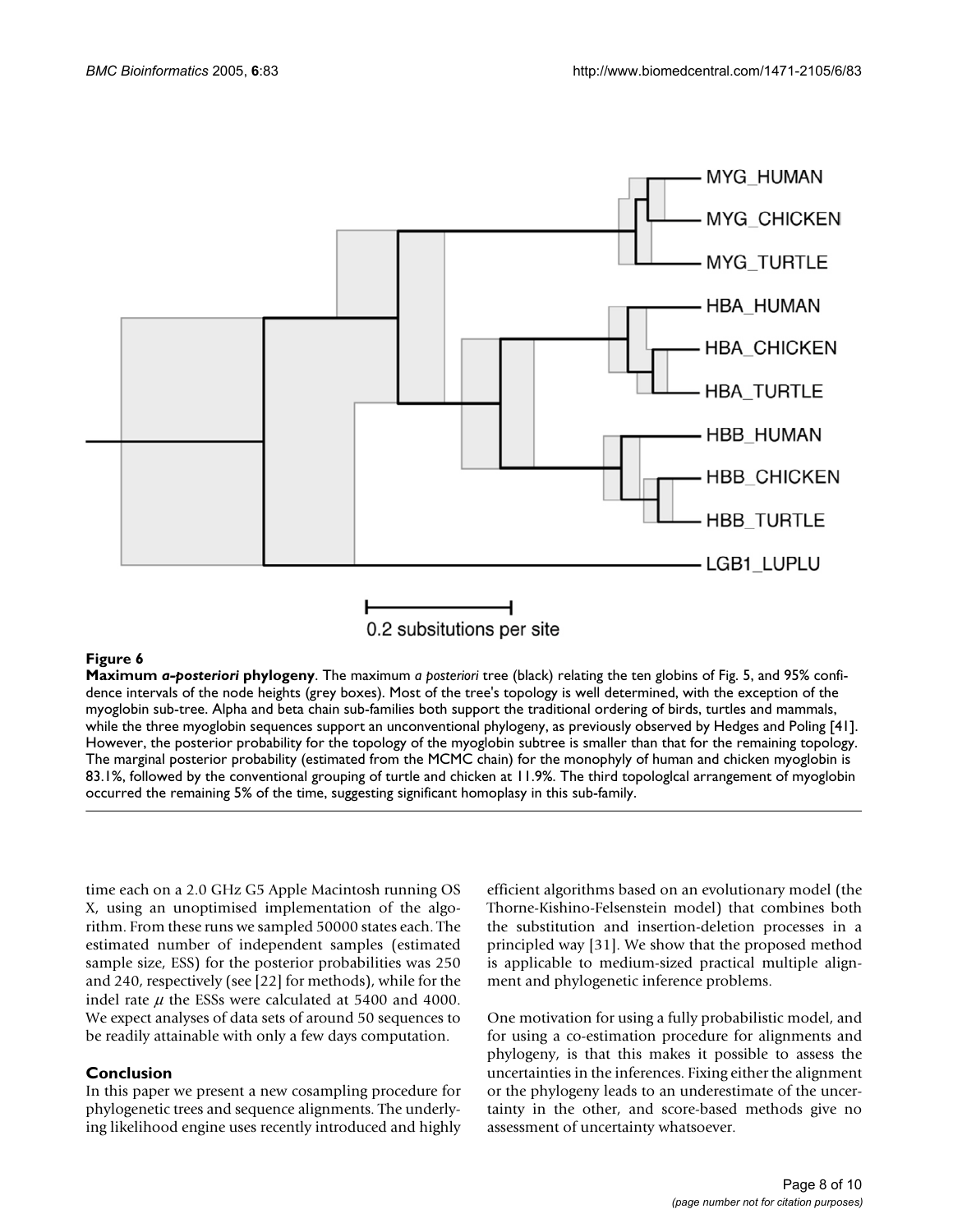**Figure 6**

**Maximum *a-posteriori* phylogeny**. The maximum *a posteriori* tree (black) relating the ten globins of Fig. 5, and 95% confidence intervals of the node heights (grey boxes). Most of the tree's topology is well determined, with the exception of the myoglobin sub-tree. Alpha and beta chain sub-families both support the traditional ordering of birds, turtles and mammals, while the three myoglobin sequences support an unconventional phylogeny, as previously observed by Hedges and Poling [41]. However, the posterior probability for the topology of the myoglobin subtree is smaller than that for the remaining topology. The marginal posterior probability (estimated from the MCMC chain) for the monophyly of human and chicken myoglobin is 83.1%, followed by the conventional grouping of turtle and chicken at 11.9%. The third topologlcal arrangement of myoglobin occurred the remaining 5% of the time, suggesting significant homoplasy in this sub-family.

time each on a 2.0 GHz G5 Apple Macintosh running OS X, using an unoptimised implementation of the algorithm. From these runs we sampled 50000 states each. The estimated number of independent samples (estimated sample size, ESS) for the posterior probabilities was 250 and 240, respectively (see [22] for methods), while for the indel rate $\mu$ the ESSs were calculated at 5400 and 4000. We expect analyses of data sets of around 50 sequences to be readily attainable with only a few days computation.

## Conclusion

In this paper we present a new cosampling procedure for phylogenetic trees and sequence alignments. The underlying likelihood engine uses recently introduced and highly efficient algorithms based on an evolutionary model (the Thorne-Kishino-Felsenstein model) that combines both the substitution and insertion-deletion processes in a principled way [31]. We show that the proposed method is applicable to medium-sized practical multiple alignment and phylogenetic inference problems.

One motivation for using a fully probabilistic model, and for using a co-estimation procedure for alignments and phylogeny, is that this makes it possible to assess the uncertainties in the inferences. Fixing either the alignment or the phylogeny leads to an underestimate of the uncertainty in the other, and score-based methods give no assessment of uncertainty whatsoever.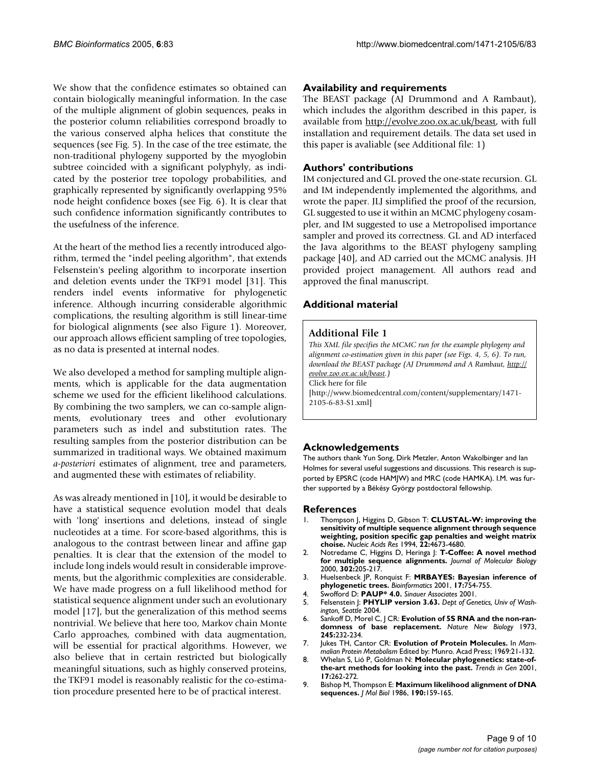We show that the confidence estimates so obtained can contain biologically meaningful information. In the case of the multiple alignment of globin sequences, peaks in the posterior column reliabilities correspond broadly to the various conserved alpha helices that constitute the sequences (see Fig. 5). In the case of the tree estimate, the non-traditional phylogeny supported by the myoglobin subtree coincided with a significant polyphyly, as indicated by the posterior tree topology probabilities, and graphically represented by significantly overlapping 95% node height confidence boxes (see Fig. 6). It is clear that such confidence information significantly contributes to the usefulness of the inference.

At the heart of the method lies a recently introduced algorithm, termed the "indel peeling algorithm", that extends Felsenstein's peeling algorithm to incorporate insertion and deletion events under the TKF91 model [31]. This renders indel events informative for phylogenetic inference. Although incurring considerable algorithmic complications, the resulting algorithm is still linear-time for biological alignments (see also Figure 1). Moreover, our approach allows efficient sampling of tree topologies, as no data is presented at internal nodes.

We also developed a method for sampling multiple alignments, which is applicable for the data augmentation scheme we used for the efficient likelihood calculations. By combining the two samplers, we can co-sample alignments, evolutionary trees and other evolutionary parameters such as indel and substitution rates. The resulting samples from the posterior distribution can be summarized in traditional ways. We obtained maximum *a-posteriori* estimates of alignment, tree and parameters, and augmented these with estimates of reliability.

As was already mentioned in [10], it would be desirable to have a statistical sequence evolution model that deals with 'long' insertions and deletions, instead of single nucleotides at a time. For score-based algorithms, this is analogous to the contrast between linear and affine gap penalties. It is clear that the extension of the model to include long indels would result in considerable improvements, but the algorithmic complexities are considerable. We have made progress on a full likelihood method for statistical sequence alignment under such an evolutionary model [17], but the generalization of this method seems nontrivial. We believe that here too, Markov chain Monte Carlo approaches, combined with data augmentation, will be essential for practical algorithms. However, we also believe that in certain restricted but biologically meaningful situations, such as highly conserved proteins, the TKF91 model is reasonably realistic for the co-estimation procedure presented here to be of practical interest.

## Availability and requirements

The BEAST package (AJ Drummond and A Rambaut), which includes the algorithm described in this paper, is available from http://evolve.zoo.ox.ac.uk/beast, with full installation and requirement details. The data set used in this paper is avaliable (see Additional file: 1)

## Authors' contributions

IM conjectured and GL proved the one-state recursion. GL and IM independently implemented the algorithms, and wrote the paper. JLJ simplified the proof of the recursion, GL suggested to use it within an MCMC phylogeny cosampler, and IM suggested to use a Metropolised importance sampler and proved its correctness. GL and AD interfaced the Java algorithms to the BEAST phylogeny sampling package [40], and AD carried out the MCMC analysis. JH provided project management. All authors read and approved the final manuscript.

## Additional material

### Additional File 1

*This XML file specifies the MCMC run for the example phylogeny and alignment co-estimation given in this paper (see Figs. 4, 5, 6). To run, download the BEAST package (AJ Drummond and A Rambaut, http://evolve.zoo.ox.ac.uk/beast.)*

Click here for file

[http://www.biomedcentral.com/content/supplementary/1471-2105-6-83-S1.xml]

## Acknowledgements

The authors thank Yun Song, Dirk Metzler, Anton Wakolbinger and Ian Holmes for several useful suggestions and discussions. This research is supported by EPSRC (code HAMJW) and MRC (code HAMKA). I.M. was further supported by a Békésy György postdoctoral fellowship.

## References

1. Thompson J, Higgins D, Gibson T: **CLUSTAL-W: improving the sensitivity of multiple sequence alignment through sequence weighting, position specific gap penalties and weight matrix choise.** *Nucleic Acids Res* 1994, **22:**4673-4680.
2. Notredame C, Higgins D, Heringa J: **T-Coffee: A novel method for multiple sequence alignments.** *Journal of Molecular Biology* 2000, **302:**205-217.
3. Huelsenbeck JP, Ronquist F: **MRBAYES: Bayesian inference of phylogenetic trees.** *Bioinformatics* 2001, **17:**754-755.
4. Swofford D: **PAUP\* 4.0.** *Sinauer Associates* 2001.
5. Felsenstein J: **PHYLIP version 3.63.** *Dept of Genetics, Univ of Washington, Seattle* 2004.
6. Sankoff D, Morel C, J CR: **Evolution of 5S RNA and the non-randomness of base replacement.** *Nature New Biology* 1973, **245:**232-234.
7. Jukes TH, Cantor CR: **Evolution of Protein Molecules.** In *Mammalian Protein Metabolism* Edited by: Munro. Acad Press; 1969:21-132.
8. Whelan S, Lió P, Goldman N: **Molecular phylogenetics: state-of-the-art methods for looking into the past.** *Trends in Gen* 2001, **17:**262-272.
9. Bishop M, Thompson E: **Maximum likelihood alignment of DNA sequences.** *J Mol Biol* 1986, **190:**159-165.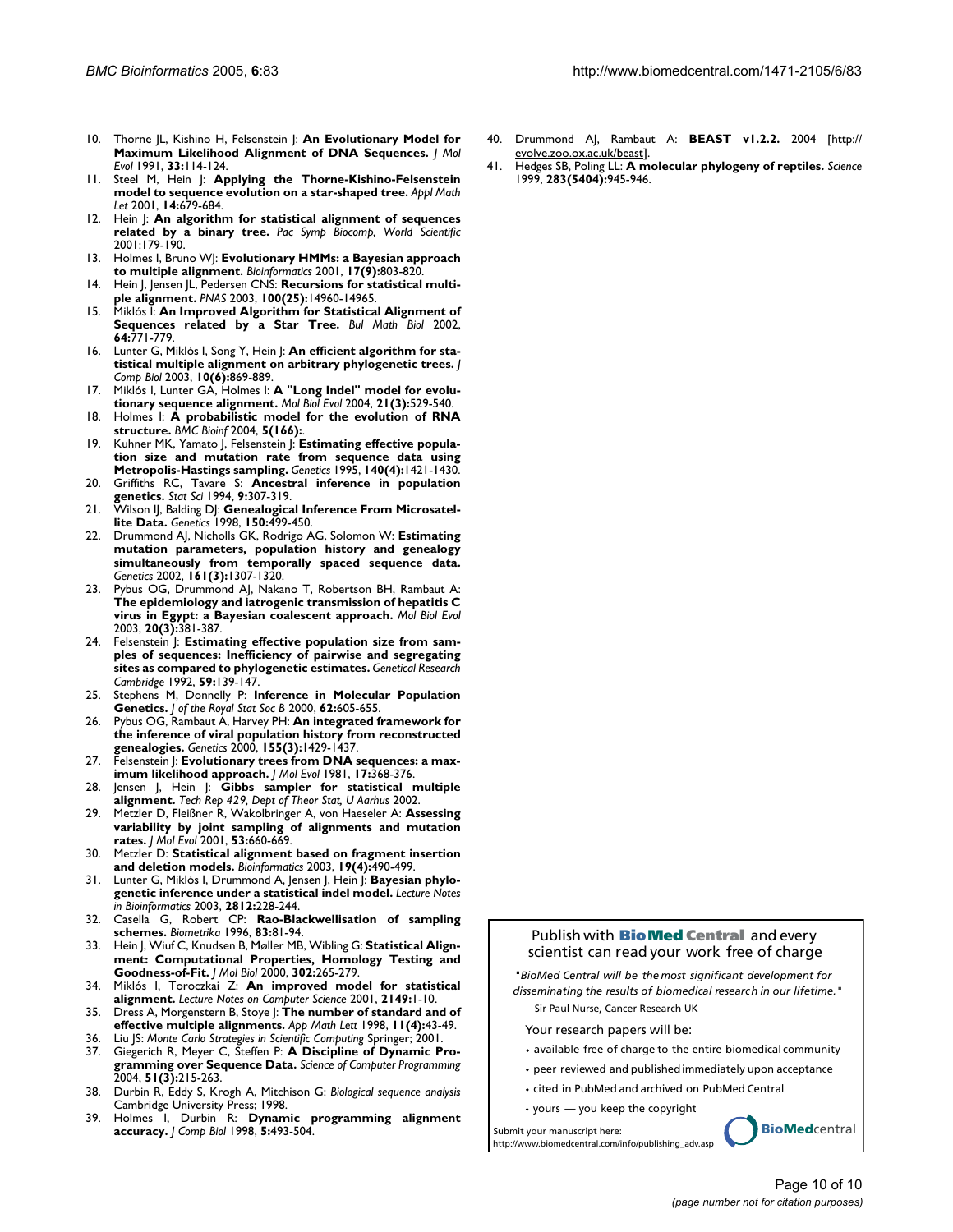10. Thorne JL, Kishino H, Felsenstein J: **An Evolutionary Model for Maximum Likelihood Alignment of DNA Sequences.** *J Mol Evol* 1991, **33:**114-124.
11. Steel M, Hein J: **Applying the Thorne-Kishino-Felsenstein model to sequence evolution on a star-shaped tree.** *Appl Math Let* 2001, **14:**679-684.
12. Hein J: **An algorithm for statistical alignment of sequences related by a binary tree.** *Pac Symp Biocomp, World Scientific* 2001:179-190.
13. Holmes I, Bruno WJ: **Evolutionary HMMs: a Bayesian approach to multiple alignment.** *Bioinformatics* 2001, **17(9):**803-820.
14. Hein J, Jensen JL, Pedersen CNS: **Recursions for statistical multiple alignment.** *PNAS* 2003, **100(25):**14960-14965.
15. Miklós I: **An Improved Algorithm for Statistical Alignment of Sequences related by a Star Tree.** *Bul Math Biol* 2002, **64:**771-779.
16. Lunter G, Miklós I, Song Y, Hein J: **An efficient algorithm for statistical multiple alignment on arbitrary phylogenetic trees.** *J Comp Biol* 2003, **10(6):**869-889.
17. Miklós I, Lunter GA, Holmes I: **A "Long Indel" model for evolutionary sequence alignment.** *Mol Biol Evol* 2004, **21(3):**529-540.
18. Holmes I: **A probabilistic model for the evolution of RNA structure.** *BMC Bioinf* 2004, **5(166):**.
19. Kuhner MK, Yamato J, Felsenstein J: **Estimating effective population size and mutation rate from sequence data using Metropolis-Hastings sampling.** *Genetics* 1995, **140(4):**1421-1430.
20. Griffiths RC, Tavare S: **Ancestral inference in population genetics.** *Stat Sci* 1994, **9:**307-319.
21. Wilson IJ, Balding DJ: **Genealogical Inference From Microsatellite Data.** *Genetics* 1998, **150:**499-450.
22. Drummond AJ, Nicholls GK, Rodrigo AG, Solomon W: **Estimating mutation parameters, population history and genealogy simultaneously from temporally spaced sequence data.** *Genetics* 2002, **161(3):**1307-1320.
23. Pybus OG, Drummond AJ, Nakano T, Robertson BH, Rambaut A: **The epidemiology and iatrogenic transmission of hepatitis C virus in Egypt: a Bayesian coalescent approach.** *Mol Biol Evol* 2003, **20(3):**381-387.
24. Felsenstein J: **Estimating effective population size from samples of sequences: Inefficiency of pairwise and segregating sites as compared to phylogenetic estimates.** *Genetical Research Cambridge* 1992, **59:**139-147.
25. Stephens M, Donnelly P: **Inference in Molecular Population Genetics.** *J of the Royal Stat Soc B* 2000, **62:**605-655.
26. Pybus OG, Rambaut A, Harvey PH: **An integrated framework for the inference of viral population history from reconstructed genealogies.** *Genetics* 2000, **155(3):**1429-1437.
27. Felsenstein J: **Evolutionary trees from DNA sequences: a maximum likelihood approach.** *J Mol Evol* 1981, **17:**368-376.
28. Jensen J, Hein J: **Gibbs sampler for statistical multiple alignment.** *Tech Rep 429, Dept of Theor Stat, U Aarhus* 2002.
29. Metzler D, Fleißner R, Wakolbringer A, von Haeseler A: **Assessing variability by joint sampling of alignments and mutation rates.** *J Mol Evol* 2001, **53:**660-669.
30. Metzler D: **Statistical alignment based on fragment insertion and deletion models.** *Bioinformatics* 2003, **19(4):**490-499.
31. Lunter G, Miklós I, Drummond A, Jensen J, Hein J: **Bayesian phylogenetic inference under a statistical indel model.** *Lecture Notes in Bioinformatics* 2003, **2812:**228-244.
32. Casella G, Robert CP: **Rao-Blackwellisation of sampling schemes.** *Biometrika* 1996, **83:**81-94.
33. Hein J, Wiuf C, Knudsen B, Møller MB, Wibling G: **Statistical Alignment: Computational Properties, Homology Testing and Goodness-of-Fit.** *J Mol Biol* 2000, **302:**265-279.
34. Miklós I, Toroczkai Z: **An improved model for statistical alignment.** *Lecture Notes on Computer Science* 2001, **2149:**1-10.
35. Dress A, Morgenstern B, Stoye J: **The number of standard and of effective multiple alignments.** *App Math Lett* 1998, **11(4):**43-49.
36. Liu JS: *Monte Carlo Strategies in Scientific Computing* Springer; 2001.
37. Giegerich R, Meyer C, Steffen P: **A Discipline of Dynamic Programming over Sequence Data.** *Science of Computer Programming* 2004, **51(3):**215-263.
38. Durbin R, Eddy S, Krogh A, Mitchison G: *Biological sequence analysis* Cambridge University Press; 1998.
39. Holmes I, Durbin R: **Dynamic programming alignment accuracy.** *J Comp Biol* 1998, **5:**493-504.
40. Drummond AJ, Rambaut A: **BEAST v1.2.2.** 2004 [http://evolve.zoo.ox.ac.uk/beast].
41. Hedges SB, Poling LL: **A molecular phylogeny of reptiles.** *Science* 1999, **283(5404):**945-946.

Publish with **BioMed Central** and every scientist can read your work free of charge

*"BioMed Central will be the most significant development for disseminating the results of biomedical research in our lifetime."*

Sir Paul Nurse, Cancer Research UK

Your research papers will be:

- available free of charge to the entire biomedical community
- peer reviewed and published immediately upon acceptance
- cited in PubMed and archived on PubMed Central
- yours — you keep the copyright

Submit your manuscript here:
http://www.biomedcentral.com/info/publishing_adv.asp

BioMedcentral